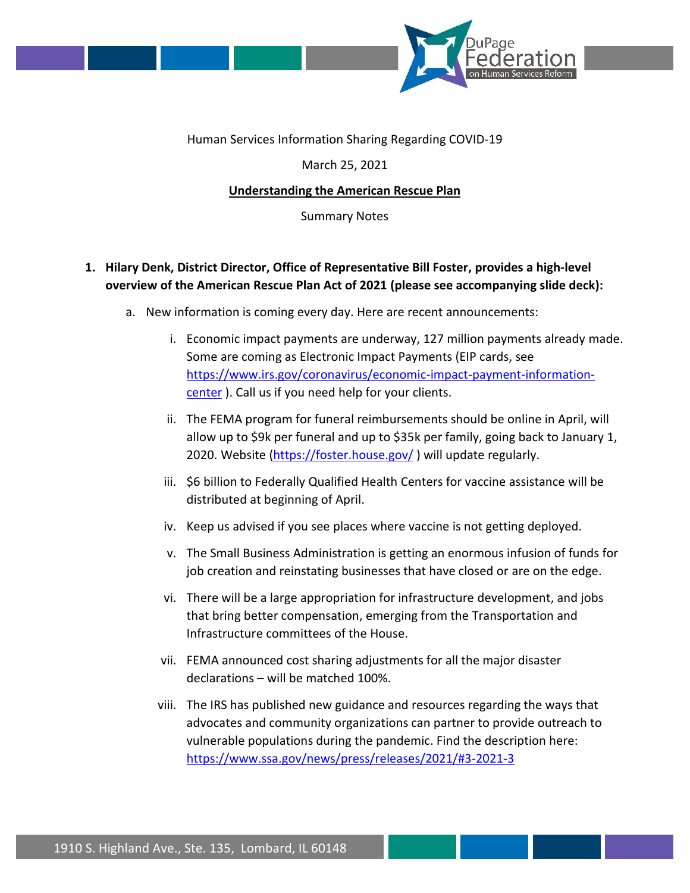Human Services Information Sharing Regarding COVID-19

March 25, 2021

**Understanding the American Rescue Plan**

Summary Notes

1. **Hilary Denk, District Director, Office of Representative Bill Foster, provides a high-level overview of the American Rescue Plan Act of 2021 (please see accompanying slide deck):**
   a. New information is coming every day. Here are recent announcements:
      i. Economic impact payments are underway, 127 million payments already made. Some are coming as Electronic Impact Payments (EIP cards, see https://www.irs.gov/coronavirus/economic-impact-payment-information-center ). Call us if you need help for your clients.
      ii. The FEMA program for funeral reimbursements should be online in April, will allow up to $9k per funeral and up to $35k per family, going back to January 1, 2020. Website (https://foster.house.gov/ ) will update regularly.
      iii. $6 billion to Federally Qualified Health Centers for vaccine assistance will be distributed at beginning of April.
      iv. Keep us advised if you see places where vaccine is not getting deployed.
      v. The Small Business Administration is getting an enormous infusion of funds for job creation and reinstating businesses that have closed or are on the edge.
      vi. There will be a large appropriation for infrastructure development, and jobs that bring better compensation, emerging from the Transportation and Infrastructure committees of the House.
      vii. FEMA announced cost sharing adjustments for all the major disaster declarations – will be matched 100%.
      viii. The IRS has published new guidance and resources regarding the ways that advocates and community organizations can partner to provide outreach to vulnerable populations during the pandemic. Find the description here: https://www.ssa.gov/news/press/releases/2021/#3-2021-3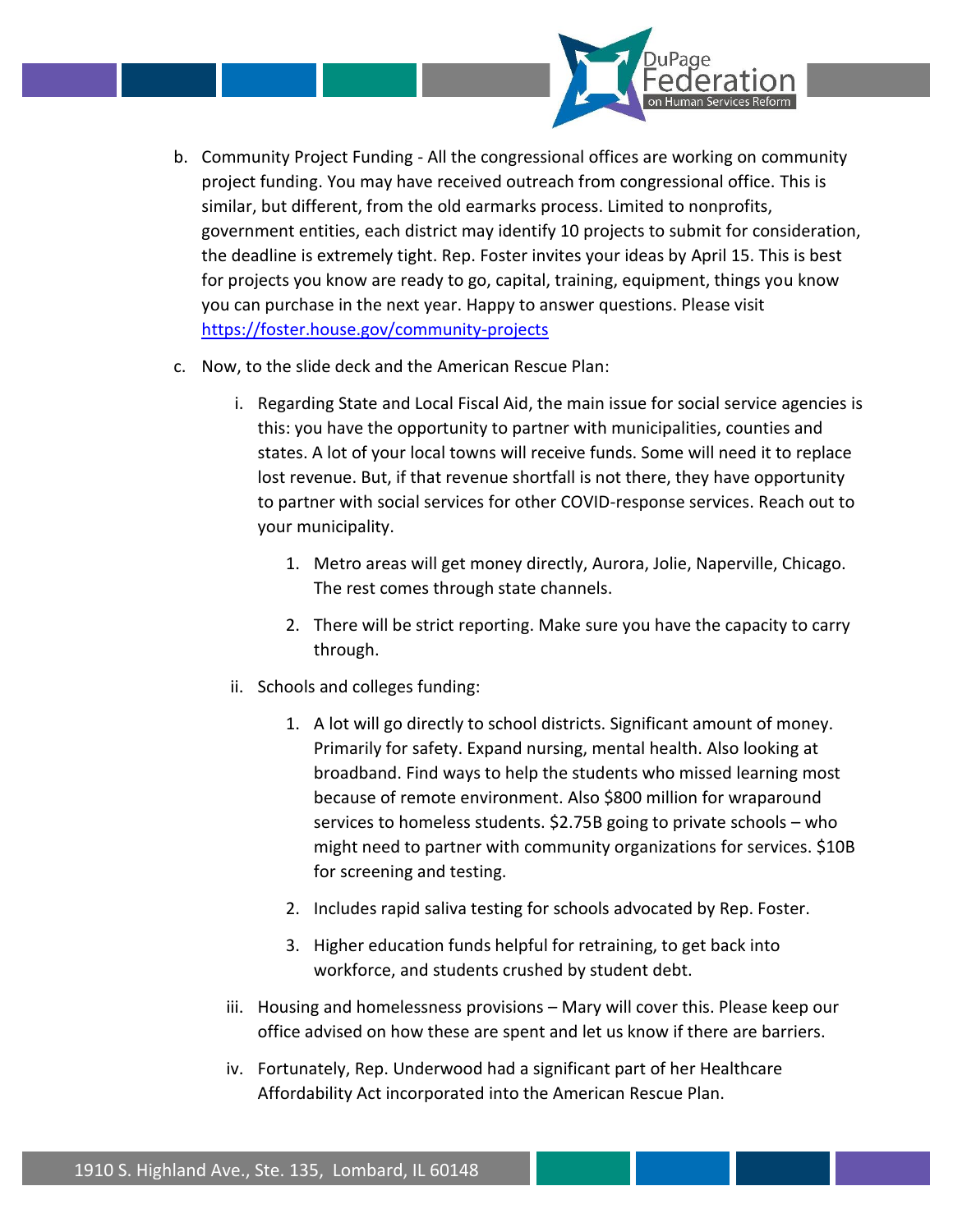b. Community Project Funding - All the congressional offices are working on community project funding. You may have received outreach from congressional office. This is similar, but different, from the old earmarks process. Limited to nonprofits, government entities, each district may identify 10 projects to submit for consideration, the deadline is extremely tight. Rep. Foster invites your ideas by April 15. This is best for projects you know are ready to go, capital, training, equipment, things you know you can purchase in the next year. Happy to answer questions. Please visit [https://foster.house.gov/community-projects](https://foster.house.gov/community-projects)

c. Now, to the slide deck and the American Rescue Plan:

   i. Regarding State and Local Fiscal Aid, the main issue for social service agencies is this: you have the opportunity to partner with municipalities, counties and states. A lot of your local towns will receive funds. Some will need it to replace lost revenue. But, if that revenue shortfall is not there, they have opportunity to partner with social services for other COVID-response services. Reach out to your municipality.

      1. Metro areas will get money directly, Aurora, Jolie, Naperville, Chicago. The rest comes through state channels.

      2. There will be strict reporting. Make sure you have the capacity to carry through.

   ii. Schools and colleges funding:

      1. A lot will go directly to school districts. Significant amount of money. Primarily for safety. Expand nursing, mental health. Also looking at broadband. Find ways to help the students who missed learning most because of remote environment. Also $800 million for wraparound services to homeless students. $2.75B going to private schools – who might need to partner with community organizations for services. $10B for screening and testing.

      2. Includes rapid saliva testing for schools advocated by Rep. Foster.

      3. Higher education funds helpful for retraining, to get back into workforce, and students crushed by student debt.

   iii. Housing and homelessness provisions – Mary will cover this. Please keep our office advised on how these are spent and let us know if there are barriers.

   iv. Fortunately, Rep. Underwood had a significant part of her Healthcare Affordability Act incorporated into the American Rescue Plan.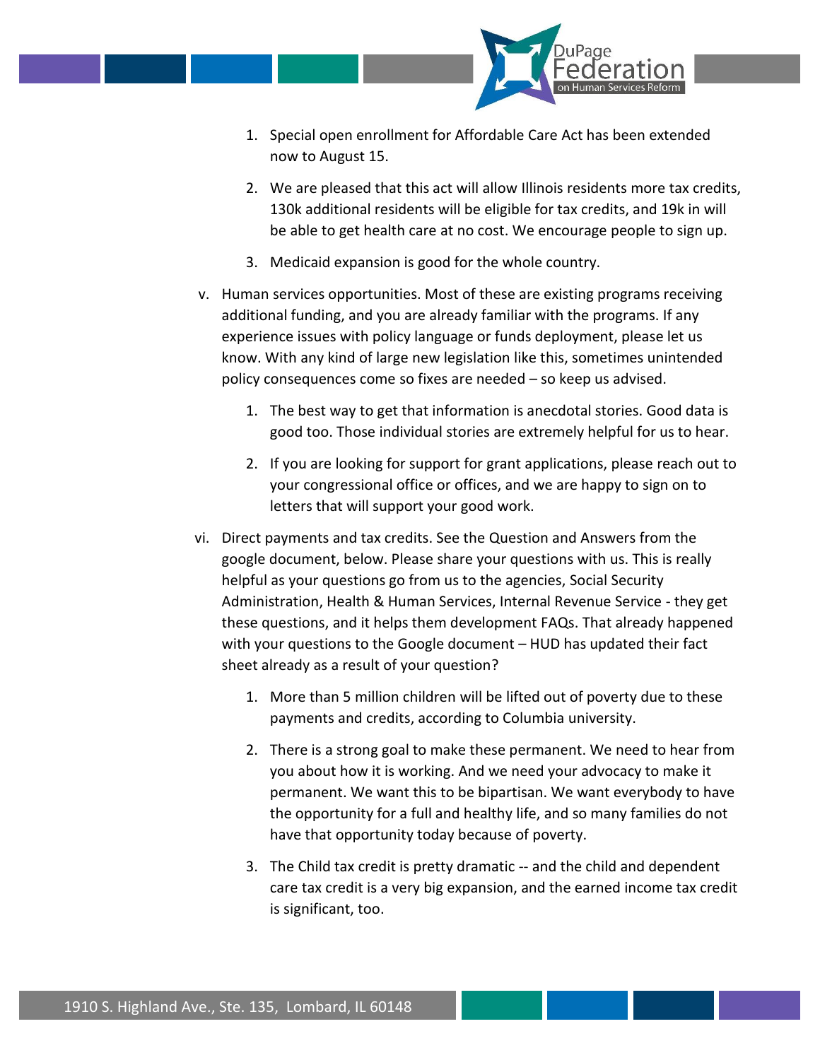1. Special open enrollment for Affordable Care Act has been extended now to August 15.

2. We are pleased that this act will allow Illinois residents more tax credits, 130k additional residents will be eligible for tax credits, and 19k in will be able to get health care at no cost. We encourage people to sign up.

3. Medicaid expansion is good for the whole country.

v. Human services opportunities. Most of these are existing programs receiving additional funding, and you are already familiar with the programs. If any experience issues with policy language or funds deployment, please let us know. With any kind of large new legislation like this, sometimes unintended policy consequences come so fixes are needed – so keep us advised.

   1. The best way to get that information is anecdotal stories. Good data is good too. Those individual stories are extremely helpful for us to hear.

   2. If you are looking for support for grant applications, please reach out to your congressional office or offices, and we are happy to sign on to letters that will support your good work.

vi. Direct payments and tax credits. See the Question and Answers from the google document, below. Please share your questions with us. This is really helpful as your questions go from us to the agencies, Social Security Administration, Health & Human Services, Internal Revenue Service - they get these questions, and it helps them development FAQs. That already happened with your questions to the Google document – HUD has updated their fact sheet already as a result of your question?

   1. More than 5 million children will be lifted out of poverty due to these payments and credits, according to Columbia university.

   2. There is a strong goal to make these permanent. We need to hear from you about how it is working. And we need your advocacy to make it permanent. We want this to be bipartisan. We want everybody to have the opportunity for a full and healthy life, and so many families do not have that opportunity today because of poverty.

   3. The Child tax credit is pretty dramatic -- and the child and dependent care tax credit is a very big expansion, and the earned income tax credit is significant, too.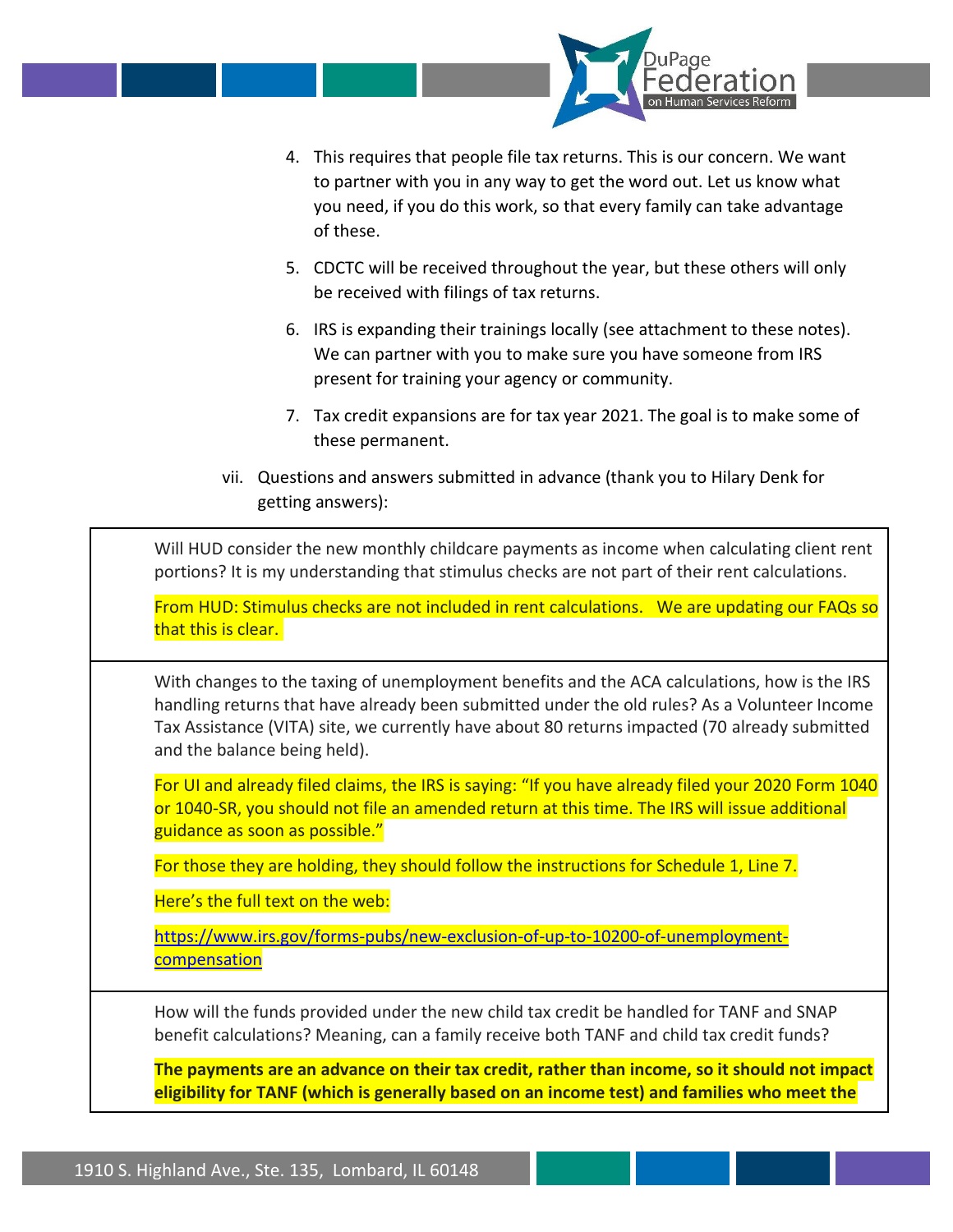4. This requires that people file tax returns. This is our concern. We want to partner with you in any way to get the word out. Let us know what you need, if you do this work, so that every family can take advantage of these.

5. CDCTC will be received throughout the year, but these others will only be received with filings of tax returns.

6. IRS is expanding their trainings locally (see attachment to these notes). We can partner with you to make sure you have someone from IRS present for training your agency or community.

7. Tax credit expansions are for tax year 2021. The goal is to make some of these permanent.

vii. Questions and answers submitted in advance (thank you to Hilary Denk for getting answers):

| |
|---|
| Will HUD consider the new monthly childcare payments as income when calculating client rent portions? It is my understanding that stimulus checks are not part of their rent calculations.<br><br>From HUD: Stimulus checks are not included in rent calculations. We are updating our FAQs so that this is clear. |
| With changes to the taxing of unemployment benefits and the ACA calculations, how is the IRS handling returns that have already been submitted under the old rules? As a Volunteer Income Tax Assistance (VITA) site, we currently have about 80 returns impacted (70 already submitted and the balance being held).<br><br>For UI and already filed claims, the IRS is saying: "If you have already filed your 2020 Form 1040 or 1040-SR, you should not file an amended return at this time. The IRS will issue additional guidance as soon as possible."<br><br>For those they are holding, they should follow the instructions for Schedule 1, Line 7.<br><br>Here's the full text on the web:<br><br>[https://www.irs.gov/forms-pubs/new-exclusion-of-up-to-10200-of-unemployment-compensation](https://www.irs.gov/forms-pubs/new-exclusion-of-up-to-10200-of-unemployment-compensation) |
| How will the funds provided under the new child tax credit be handled for TANF and SNAP benefit calculations? Meaning, can a family receive both TANF and child tax credit funds?<br><br>**The payments are an advance on their tax credit, rather than income, so it should not impact eligibility for TANF (which is generally based on an income test) and families who meet the** |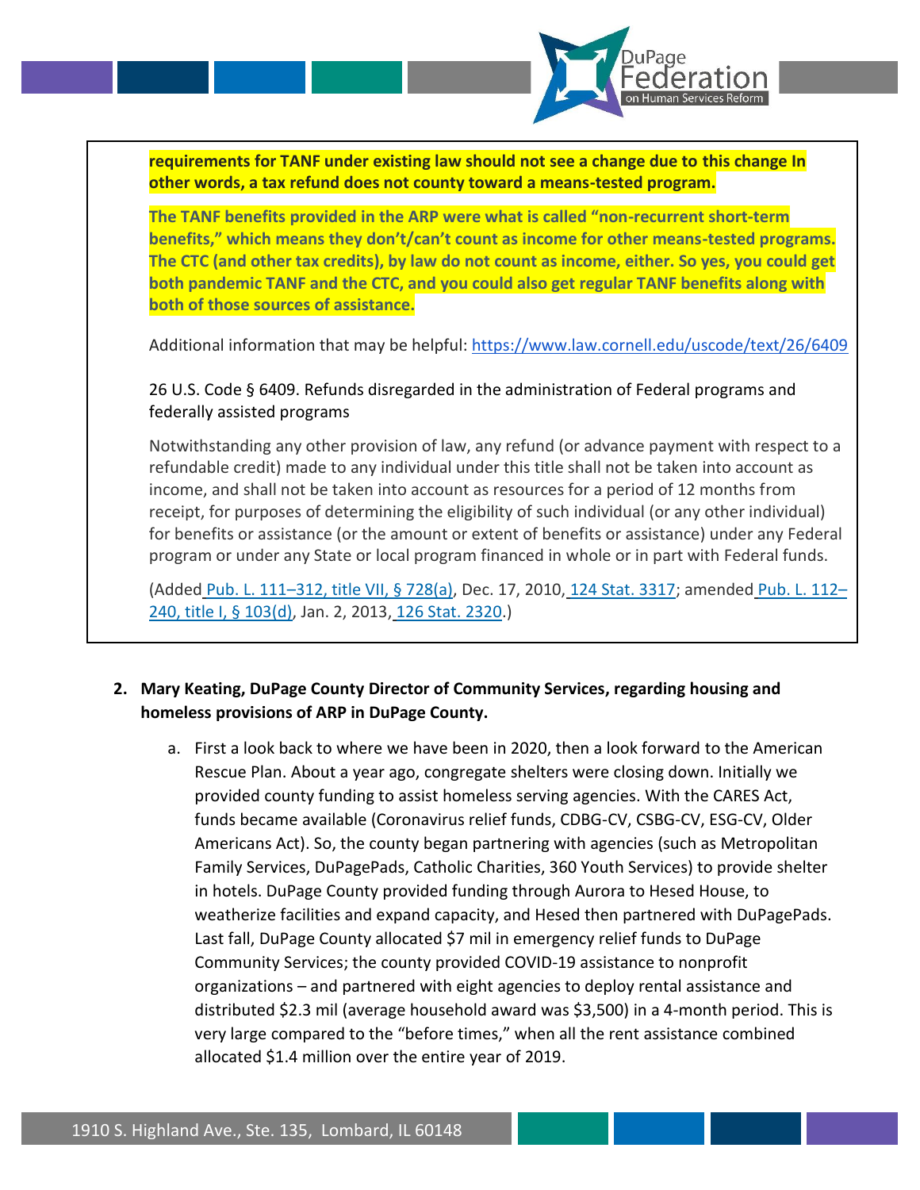**requirements for TANF under existing law should not see a change due to this change In other words, a tax refund does not county toward a means-tested program.**

**The TANF benefits provided in the ARP were what is called "non-recurrent short-term benefits," which means they don't/can't count as income for other means-tested programs. The CTC (and other tax credits), by law do not count as income, either. So yes, you could get both pandemic TANF and the CTC, and you could also get regular TANF benefits along with both of those sources of assistance.**

Additional information that may be helpful: https://www.law.cornell.edu/uscode/text/26/6409

26 U.S. Code § 6409. Refunds disregarded in the administration of Federal programs and federally assisted programs

Notwithstanding any other provision of law, any refund (or advance payment with respect to a refundable credit) made to any individual under this title shall not be taken into account as income, and shall not be taken into account as resources for a period of 12 months from receipt, for purposes of determining the eligibility of such individual (or any other individual) for benefits or assistance (or the amount or extent of benefits or assistance) under any Federal program or under any State or local program financed in whole or in part with Federal funds.

(Added Pub. L. 111–312, title VII, § 728(a), Dec. 17, 2010, 124 Stat. 3317; amended Pub. L. 112–240, title I, § 103(d), Jan. 2, 2013, 126 Stat. 2320.)

2. **Mary Keating, DuPage County Director of Community Services, regarding housing and homeless provisions of ARP in DuPage County.**

   a. First a look back to where we have been in 2020, then a look forward to the American Rescue Plan. About a year ago, congregate shelters were closing down. Initially we provided county funding to assist homeless serving agencies. With the CARES Act, funds became available (Coronavirus relief funds, CDBG-CV, CSBG-CV, ESG-CV, Older Americans Act). So, the county began partnering with agencies (such as Metropolitan Family Services, DuPagePads, Catholic Charities, 360 Youth Services) to provide shelter in hotels. DuPage County provided funding through Aurora to Hesed House, to weatherize facilities and expand capacity, and Hesed then partnered with DuPagePads. Last fall, DuPage County allocated $7 mil in emergency relief funds to DuPage Community Services; the county provided COVID-19 assistance to nonprofit organizations – and partnered with eight agencies to deploy rental assistance and distributed $2.3 mil (average household award was $3,500) in a 4-month period. This is very large compared to the "before times," when all the rent assistance combined allocated $1.4 million over the entire year of 2019.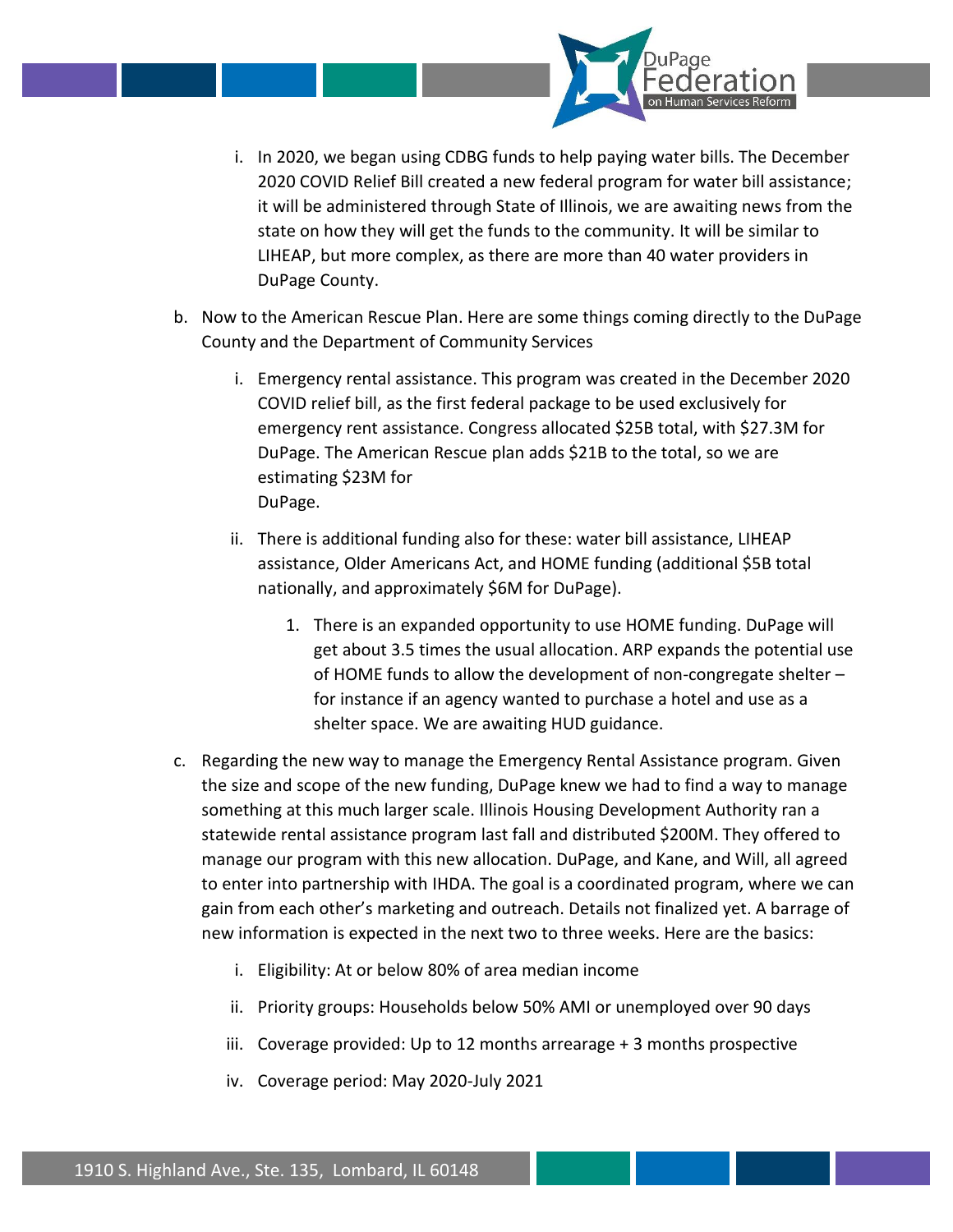i. In 2020, we began using CDBG funds to help paying water bills. The December 2020 COVID Relief Bill created a new federal program for water bill assistance; it will be administered through State of Illinois, we are awaiting news from the state on how they will get the funds to the community. It will be similar to LIHEAP, but more complex, as there are more than 40 water providers in DuPage County.

b. Now to the American Rescue Plan. Here are some things coming directly to the DuPage County and the Department of Community Services

   i. Emergency rental assistance. This program was created in the December 2020 COVID relief bill, as the first federal package to be used exclusively for emergency rent assistance. Congress allocated $25B total, with $27.3M for DuPage. The American Rescue plan adds $21B to the total, so we are estimating $23M for DuPage.

   ii. There is additional funding also for these: water bill assistance, LIHEAP assistance, Older Americans Act, and HOME funding (additional $5B total nationally, and approximately $6M for DuPage).

      1. There is an expanded opportunity to use HOME funding. DuPage will get about 3.5 times the usual allocation. ARP expands the potential use of HOME funds to allow the development of non-congregate shelter – for instance if an agency wanted to purchase a hotel and use as a shelter space. We are awaiting HUD guidance.

c. Regarding the new way to manage the Emergency Rental Assistance program. Given the size and scope of the new funding, DuPage knew we had to find a way to manage something at this much larger scale. Illinois Housing Development Authority ran a statewide rental assistance program last fall and distributed $200M. They offered to manage our program with this new allocation. DuPage, and Kane, and Will, all agreed to enter into partnership with IHDA. The goal is a coordinated program, where we can gain from each other's marketing and outreach. Details not finalized yet. A barrage of new information is expected in the next two to three weeks. Here are the basics:

   i. Eligibility: At or below 80% of area median income

   ii. Priority groups: Households below 50% AMI or unemployed over 90 days

   iii. Coverage provided: Up to 12 months arrearage + 3 months prospective

   iv. Coverage period: May 2020-July 2021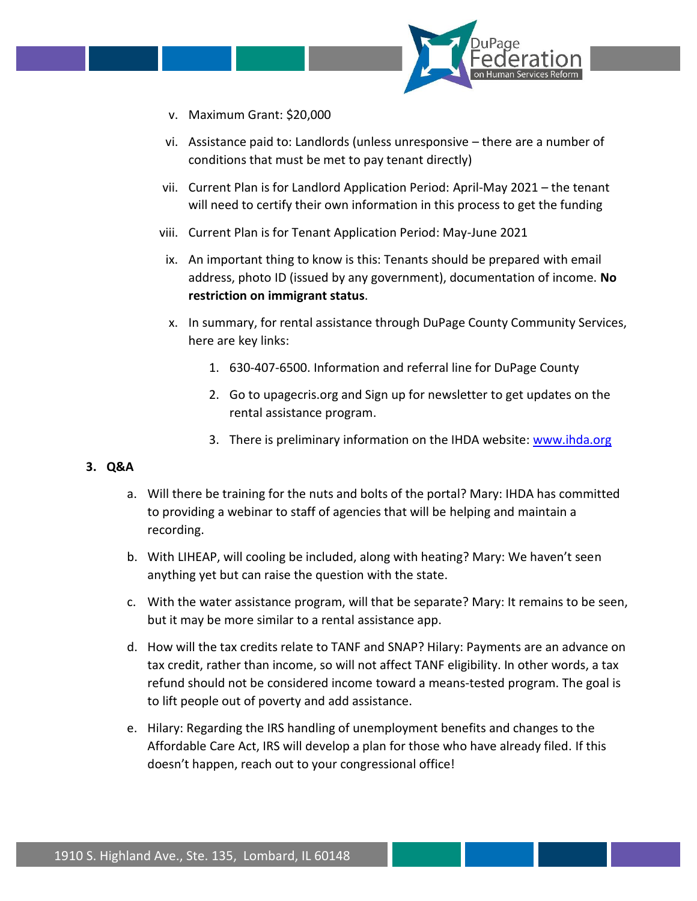v. Maximum Grant: $20,000

vi. Assistance paid to: Landlords (unless unresponsive – there are a number of conditions that must be met to pay tenant directly)

vii. Current Plan is for Landlord Application Period: April-May 2021 – the tenant will need to certify their own information in this process to get the funding

viii. Current Plan is for Tenant Application Period: May-June 2021

ix. An important thing to know is this: Tenants should be prepared with email address, photo ID (issued by any government), documentation of income. **No restriction on immigrant status**.

x. In summary, for rental assistance through DuPage County Community Services, here are key links:

1. 630-407-6500. Information and referral line for DuPage County
2. Go to upagecris.org and Sign up for newsletter to get updates on the rental assistance program.
3. There is preliminary information on the IHDA website: [www.ihda.org](http://www.ihda.org)

**3. Q&A**

a. Will there be training for the nuts and bolts of the portal? Mary: IHDA has committed to providing a webinar to staff of agencies that will be helping and maintain a recording.

b. With LIHEAP, will cooling be included, along with heating? Mary: We haven't seen anything yet but can raise the question with the state.

c. With the water assistance program, will that be separate? Mary: It remains to be seen, but it may be more similar to a rental assistance app.

d. How will the tax credits relate to TANF and SNAP? Hilary: Payments are an advance on tax credit, rather than income, so will not affect TANF eligibility. In other words, a tax refund should not be considered income toward a means-tested program. The goal is to lift people out of poverty and add assistance.

e. Hilary: Regarding the IRS handling of unemployment benefits and changes to the Affordable Care Act, IRS will develop a plan for those who have already filed. If this doesn't happen, reach out to your congressional office!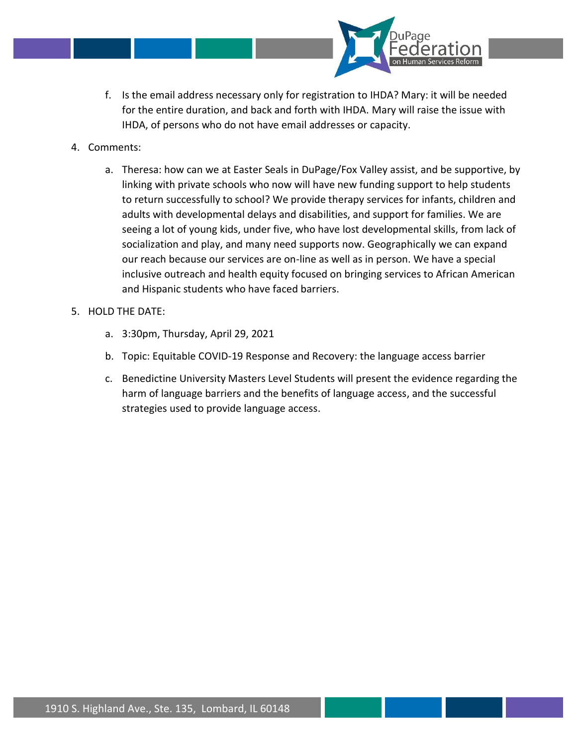f. Is the email address necessary only for registration to IHDA? Mary: it will be needed for the entire duration, and back and forth with IHDA. Mary will raise the issue with IHDA, of persons who do not have email addresses or capacity.

4. Comments:

   a. Theresa: how can we at Easter Seals in DuPage/Fox Valley assist, and be supportive, by linking with private schools who now will have new funding support to help students to return successfully to school? We provide therapy services for infants, children and adults with developmental delays and disabilities, and support for families. We are seeing a lot of young kids, under five, who have lost developmental skills, from lack of socialization and play, and many need supports now. Geographically we can expand our reach because our services are on-line as well as in person. We have a special inclusive outreach and health equity focused on bringing services to African American and Hispanic students who have faced barriers.

5. HOLD THE DATE:

   a. 3:30pm, Thursday, April 29, 2021

   b. Topic: Equitable COVID-19 Response and Recovery: the language access barrier

   c. Benedictine University Masters Level Students will present the evidence regarding the harm of language barriers and the benefits of language access, and the successful strategies used to provide language access.